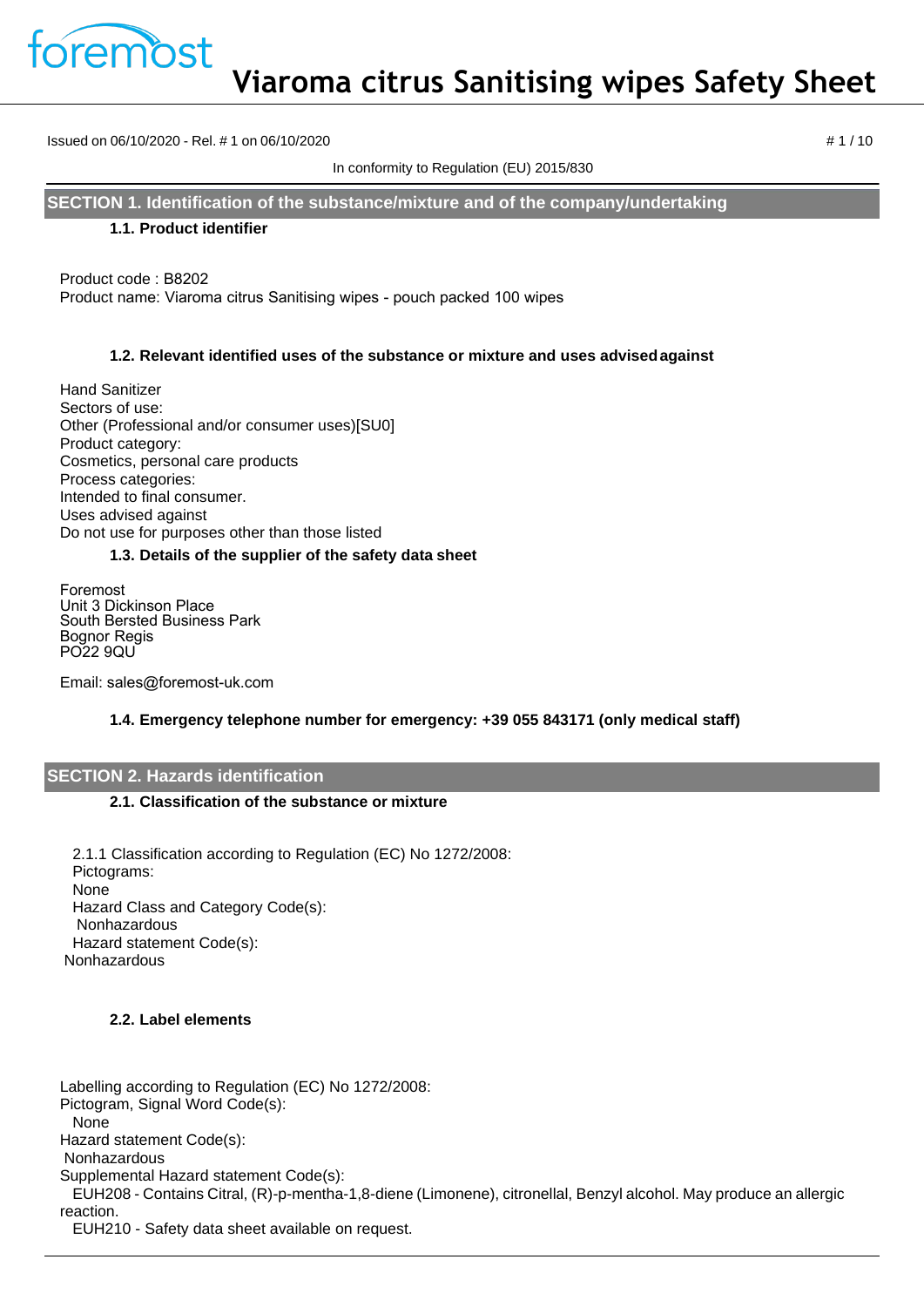# Viaroma citrus Sanitising wipes Safety Sheet

Issued on 06/10/2020 - Rel. # 1 on 06/10/2020

In conformity to Regulation (EU) 2015/830

## SECTION 1. Identification of the substance/mixture and of the company/undertaking

### 1.1. Product identifier

Product code : B8202
Product name: Viaroma citrus Sanitising wipes - pouch packed 100 wipes

### 1.2. Relevant identified uses of the substance or mixture and uses advised against

Hand Sanitizer
Sectors of use:
Other (Professional and/or consumer uses)[SU0]
Product category:
Cosmetics, personal care products
Process categories:
Intended to final consumer.
Uses advised against
Do not use for purposes other than those listed

### 1.3. Details of the supplier of the safety data sheet

Foremost
Unit 3 Dickinson Place
South Bersted Business Park
Bognor Regis
PO22 9QU

Email: sales@foremost-uk.com

### 1.4. Emergency telephone number for emergency: +39 055 843171 (only medical staff)

## SECTION 2. Hazards identification

### 2.1. Classification of the substance or mixture

2.1.1 Classification according to Regulation (EC) No 1272/2008:
Pictograms:
None
Hazard Class and Category Code(s):
Nonhazardous
Hazard statement Code(s):
Nonhazardous

### 2.2. Label elements

Labelling according to Regulation (EC) No 1272/2008:
Pictogram, Signal Word Code(s):
None
Hazard statement Code(s):
Nonhazardous
Supplemental Hazard statement Code(s):
EUH208 - Contains Citral, (R)-p-mentha-1,8-diene (Limonene), citronellal, Benzyl alcohol. May produce an allergic reaction.
EUH210 - Safety data sheet available on request.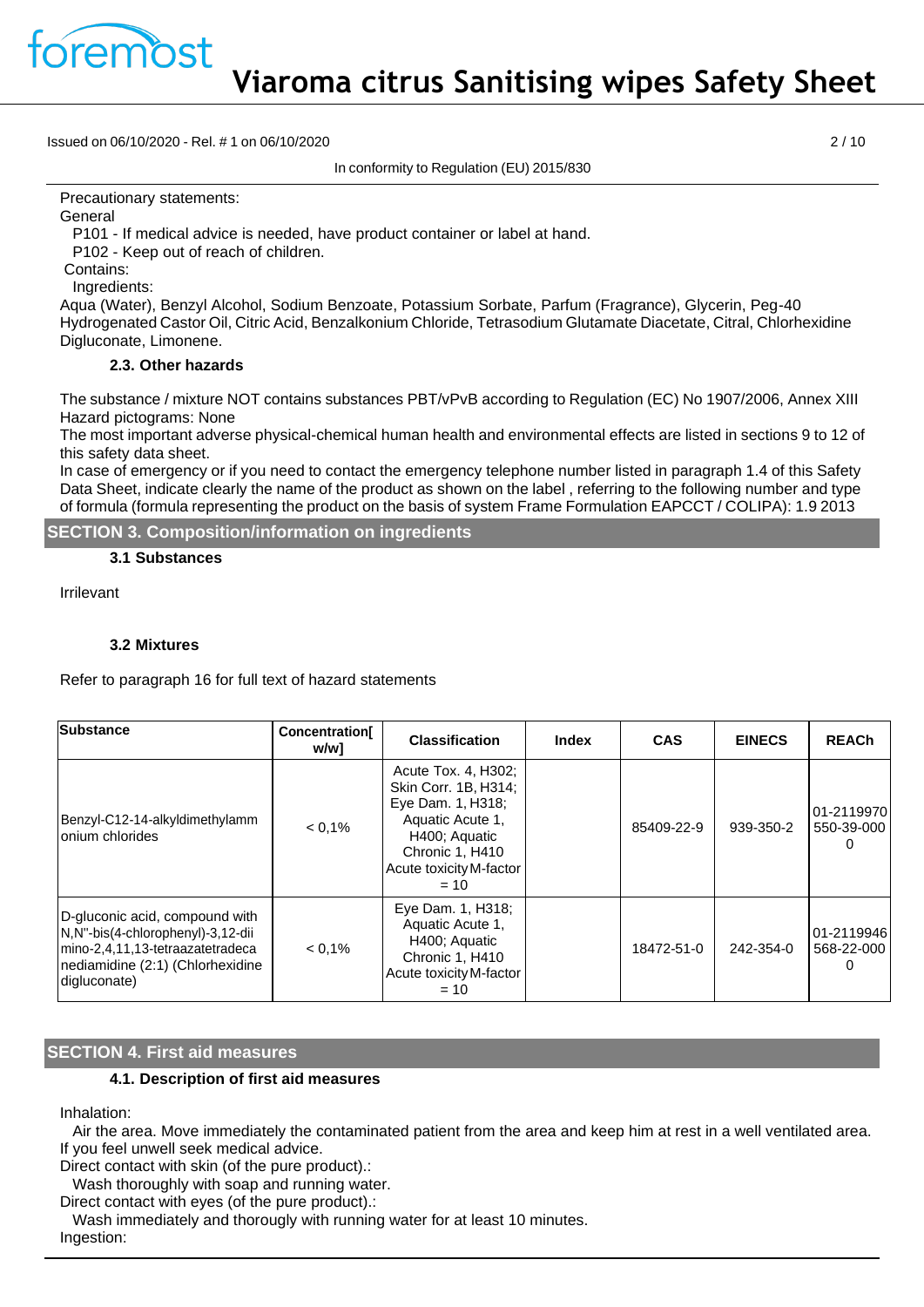Precautionary statements:

General

P101 - If medical advice is needed, have product container or label at hand.

P102 - Keep out of reach of children.

Contains:

Ingredients:

Aqua (Water), Benzyl Alcohol, Sodium Benzoate, Potassium Sorbate, Parfum (Fragrance), Glycerin, Peg-40 Hydrogenated Castor Oil, Citric Acid, Benzalkonium Chloride, Tetrasodium Glutamate Diacetate, Citral, Chlorhexidine Digluconate, Limonene.

### 2.3. Other hazards

The substance / mixture NOT contains substances PBT/vPvB according to Regulation (EC) No 1907/2006, Annex XIII

Hazard pictograms: None

The most important adverse physical-chemical human health and environmental effects are listed in sections 9 to 12 of this safety data sheet.

In case of emergency or if you need to contact the emergency telephone number listed in paragraph 1.4 of this Safety Data Sheet, indicate clearly the name of the product as shown on the label , referring to the following number and type of formula (formula representing the product on the basis of system Frame Formulation EAPCCT / COLIPA): 1.9 2013

## SECTION 3. Composition/information on ingredients

### 3.1 Substances

Irrilevant

### 3.2 Mixtures

Refer to paragraph 16 for full text of hazard statements

| Substance | Concentration[ w/w] | Classification | Index | CAS | EINECS | REACh |
|---|---|---|---|---|---|---|
| Benzyl-C12-14-alkyldimethylammonium chlorides | < 0,1% | Acute Tox. 4, H302; Skin Corr. 1B, H314; Eye Dam. 1, H318; Aquatic Acute 1, H400; Aquatic Chronic 1, H410 Acute toxicity M-factor = 10 | | 85409-22-9 | 939-350-2 | 01-2119970550-39-0000 |
| D-gluconic acid, compound with N,N''-bis(4-chlorophenyl)-3,12-diimino-2,4,11,13-tetraazatetradecanediamidine (2:1) (Chlorhexidine digluconate) | < 0,1% | Eye Dam. 1, H318; Aquatic Acute 1, H400; Aquatic Chronic 1, H410 Acute toxicity M-factor = 10 | | 18472-51-0 | 242-354-0 | 01-2119946568-22-0000 |

## SECTION 4. First aid measures

### 4.1. Description of first aid measures

Inhalation:

Air the area. Move immediately the contaminated patient from the area and keep him at rest in a well ventilated area. If you feel unwell seek medical advice.

Direct contact with skin (of the pure product).:

Wash thoroughly with soap and running water.

Direct contact with eyes (of the pure product).:

Wash immediately and thorougly with running water for at least 10 minutes.

Ingestion: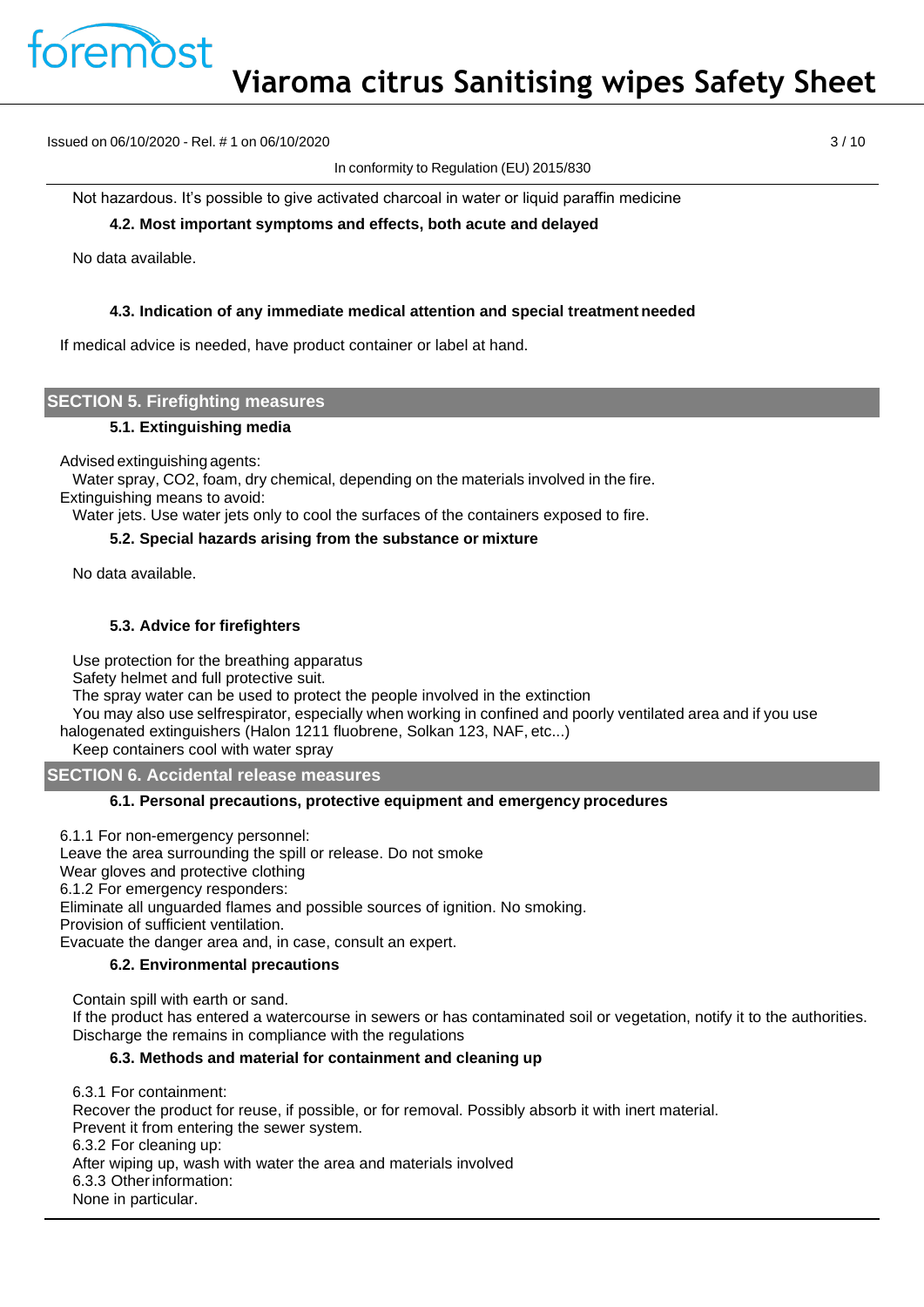Not hazardous. It's possible to give activated charcoal in water or liquid paraffin medicine

### 4.2. Most important symptoms and effects, both acute and delayed

No data available.

### 4.3. Indication of any immediate medical attention and special treatment needed

If medical advice is needed, have product container or label at hand.

## SECTION 5. Firefighting measures

### 5.1. Extinguishing media

Advised extinguishing agents:
Water spray, $CO_2$, foam, dry chemical, depending on the materials involved in the fire.
Extinguishing means to avoid:
Water jets. Use water jets only to cool the surfaces of the containers exposed to fire.

### 5.2. Special hazards arising from the substance or mixture

No data available.

### 5.3. Advice for firefighters

Use protection for the breathing apparatus
Safety helmet and full protective suit.
The spray water can be used to protect the people involved in the extinction
You may also use selfrespirator, especially when working in confined and poorly ventilated area and if you use halogenated extinguishers (Halon 1211 fluobrene, Solkan 123, NAF, etc...)
Keep containers cool with water spray

## SECTION 6. Accidental release measures

### 6.1. Personal precautions, protective equipment and emergency procedures

6.1.1 For non-emergency personnel:
Leave the area surrounding the spill or release. Do not smoke
Wear gloves and protective clothing
6.1.2 For emergency responders:
Eliminate all unguarded flames and possible sources of ignition. No smoking.
Provision of sufficient ventilation.
Evacuate the danger area and, in case, consult an expert.

### 6.2. Environmental precautions

Contain spill with earth or sand.
If the product has entered a watercourse in sewers or has contaminated soil or vegetation, notify it to the authorities.
Discharge the remains in compliance with the regulations

### 6.3. Methods and material for containment and cleaning up

6.3.1 For containment:
Recover the product for reuse, if possible, or for removal. Possibly absorb it with inert material.
Prevent it from entering the sewer system.
6.3.2 For cleaning up:
After wiping up, wash with water the area and materials involved
6.3.3 Other information:
None in particular.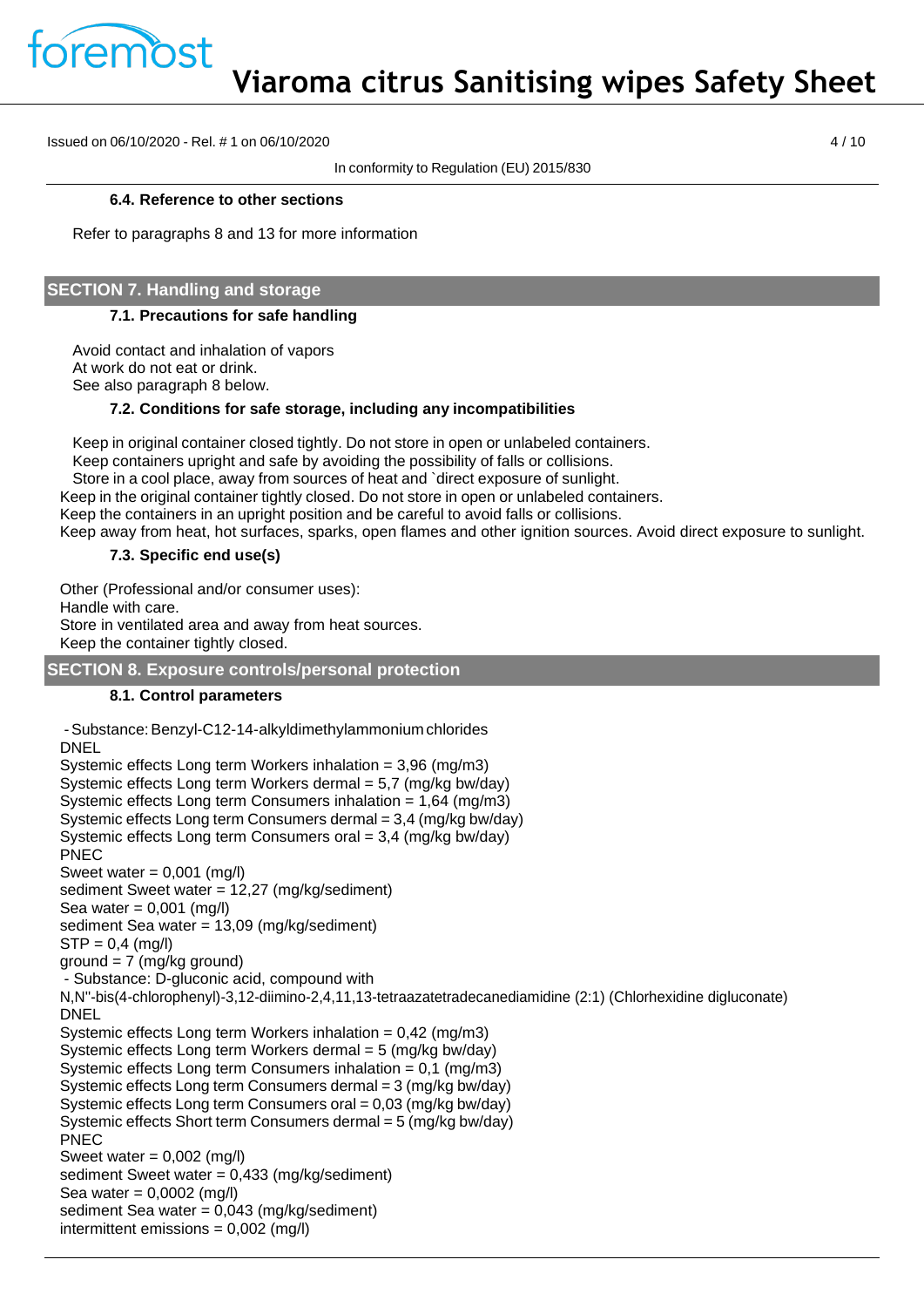### 6.4. Reference to other sections

Refer to paragraphs 8 and 13 for more information

## SECTION 7. Handling and storage

### 7.1. Precautions for safe handling

Avoid contact and inhalation of vapors
At work do not eat or drink.
See also paragraph 8 below.

### 7.2. Conditions for safe storage, including any incompatibilities

Keep in original container closed tightly. Do not store in open or unlabeled containers.
Keep containers upright and safe by avoiding the possibility of falls or collisions.
Store in a cool place, away from sources of heat and `direct exposure of sunlight.
Keep in the original container tightly closed. Do not store in open or unlabeled containers.
Keep the containers in an upright position and be careful to avoid falls or collisions.
Keep away from heat, hot surfaces, sparks, open flames and other ignition sources. Avoid direct exposure to sunlight.

### 7.3. Specific end use(s)

Other (Professional and/or consumer uses):
Handle with care.
Store in ventilated area and away from heat sources.
Keep the container tightly closed.

## SECTION 8. Exposure controls/personal protection

### 8.1. Control parameters

- Substance: Benzyl-C12-14-alkyldimethylammonium chlorides

DNEL
Systemic effects Long term Workers inhalation = 3,96 (mg/m3)
Systemic effects Long term Workers dermal = 5,7 (mg/kg bw/day)
Systemic effects Long term Consumers inhalation = 1,64 (mg/m3)
Systemic effects Long term Consumers dermal = 3,4 (mg/kg bw/day)
Systemic effects Long term Consumers oral = 3,4 (mg/kg bw/day)
PNEC
Sweet water = 0,001 (mg/l)
sediment Sweet water = 12,27 (mg/kg/sediment)
Sea water = 0,001 (mg/l)
sediment Sea water = 13,09 (mg/kg/sediment)
STP = 0,4 (mg/l)
ground = 7 (mg/kg ground)

- Substance: D-gluconic acid, compound with N,N''-bis(4-chlorophenyl)-3,12-diimino-2,4,11,13-tetraazatetradecanediamidine (2:1) (Chlorhexidine digluconate)

DNEL
Systemic effects Long term Workers inhalation = 0,42 (mg/m3)
Systemic effects Long term Workers dermal = 5 (mg/kg bw/day)
Systemic effects Long term Consumers inhalation = 0,1 (mg/m3)
Systemic effects Long term Consumers dermal = 3 (mg/kg bw/day)
Systemic effects Long term Consumers oral = 0,03 (mg/kg bw/day)
Systemic effects Short term Consumers dermal = 5 (mg/kg bw/day)
PNEC
Sweet water = 0,002 (mg/l)
sediment Sweet water = 0,433 (mg/kg/sediment)
Sea water = 0,0002 (mg/l)
sediment Sea water = 0,043 (mg/kg/sediment)
intermittent emissions = 0,002 (mg/l)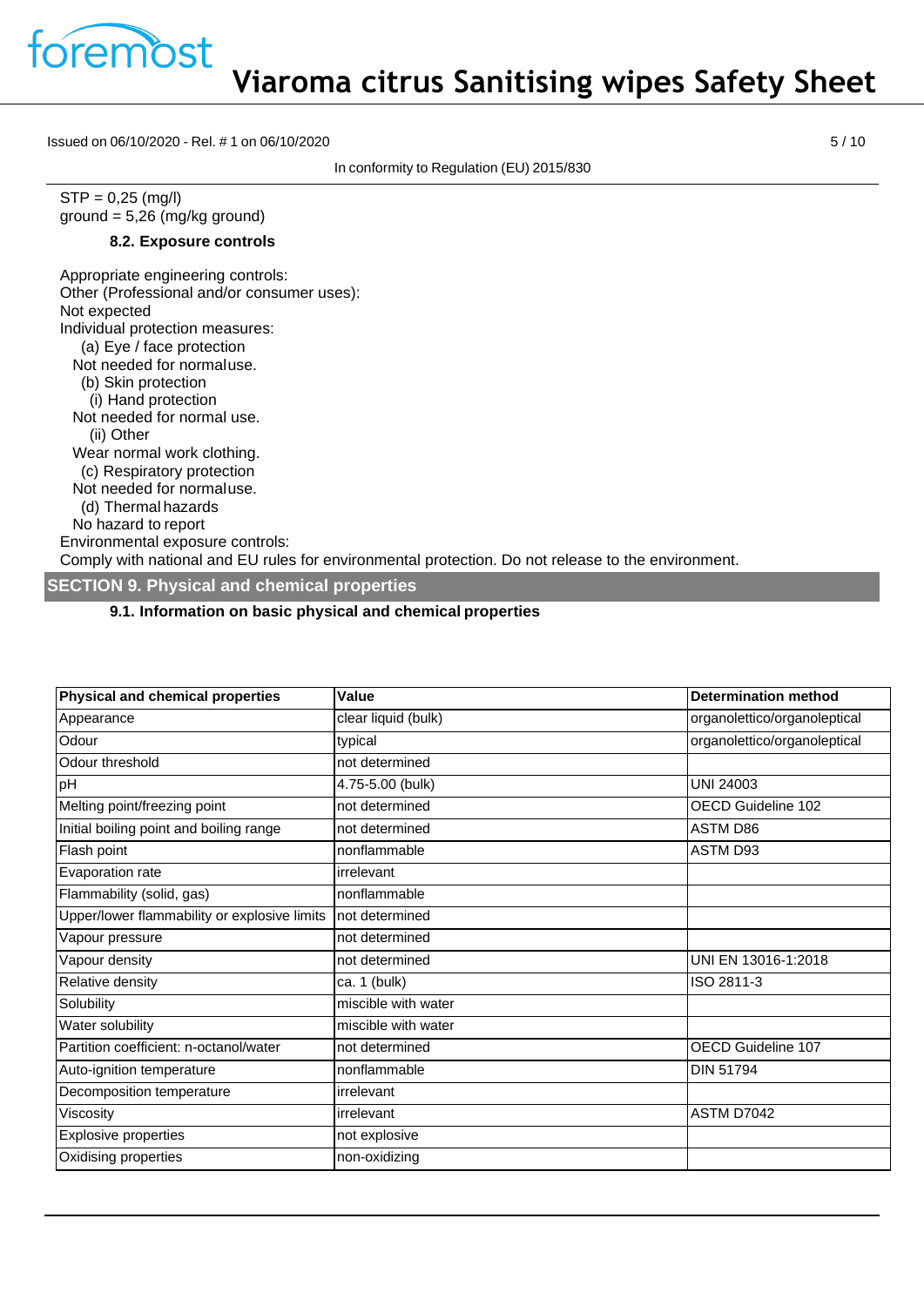STP = 0,25 (mg/l)
ground = 5,26 (mg/kg ground)

### 8.2. Exposure controls

Appropriate engineering controls:
Other (Professional and/or consumer uses):
Not expected
Individual protection measures:
(a) Eye / face protection
Not needed for normaluse.
(b) Skin protection
(i) Hand protection
Not needed for normal use.
(ii) Other
Wear normal work clothing.
(c) Respiratory protection
Not needed for normaluse.
(d) Thermal hazards
No hazard to report
Environmental exposure controls:
Comply with national and EU rules for environmental protection. Do not release to the environment.

## SECTION 9. Physical and chemical properties

### 9.1. Information on basic physical and chemical properties

| Physical and chemical properties | Value | Determination method |
|---|---|---|
| Appearance | clear liquid (bulk) | organolettico/organoleptical |
| Odour | typical | organolettico/organoleptical |
| Odour threshold | not determined | |
| pH | 4.75-5.00 (bulk) | UNI 24003 |
| Melting point/freezing point | not determined | OECD Guideline 102 |
| Initial boiling point and boiling range | not determined | ASTM D86 |
| Flash point | nonflammable | ASTM D93 |
| Evaporation rate | irrelevant | |
| Flammability (solid, gas) | nonflammable | |
| Upper/lower flammability or explosive limits | not determined | |
| Vapour pressure | not determined | |
| Vapour density | not determined | UNI EN 13016-1:2018 |
| Relative density | ca. 1 (bulk) | ISO 2811-3 |
| Solubility | miscible with water | |
| Water solubility | miscible with water | |
| Partition coefficient: n-octanol/water | not determined | OECD Guideline 107 |
| Auto-ignition temperature | nonflammable | DIN 51794 |
| Decomposition temperature | irrelevant | |
| Viscosity | irrelevant | ASTM D7042 |
| Explosive properties | not explosive | |
| Oxidising properties | non-oxidizing | |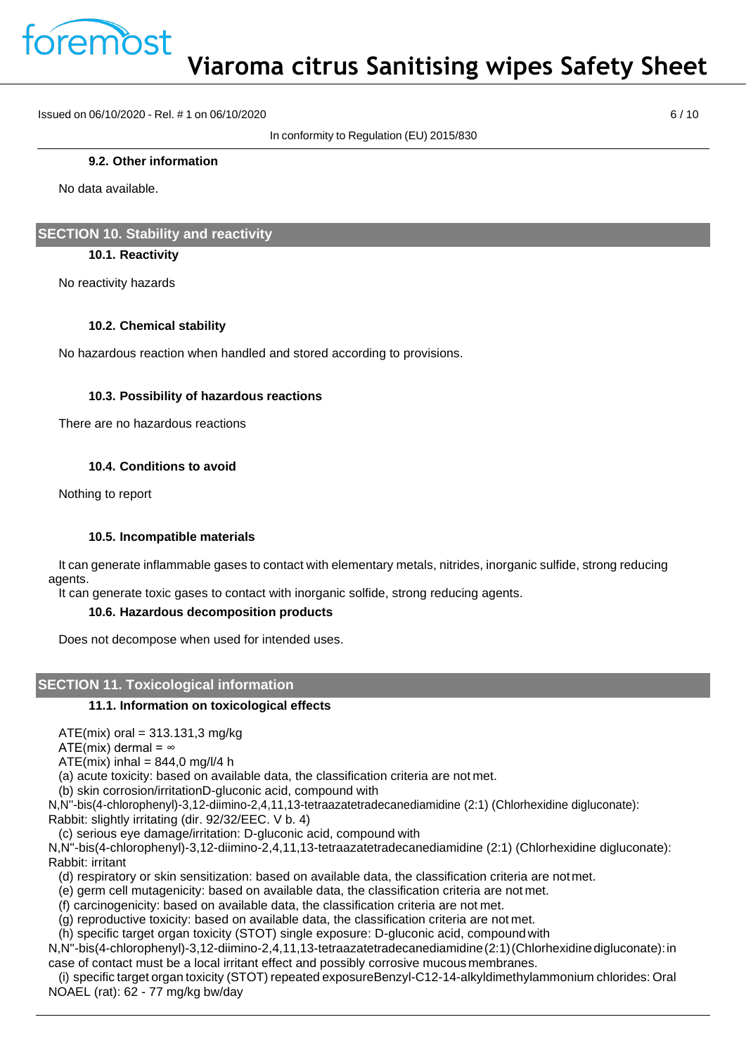### 9.2. Other information

No data available.

## SECTION 10. Stability and reactivity

### 10.1. Reactivity

No reactivity hazards

### 10.2. Chemical stability

No hazardous reaction when handled and stored according to provisions.

### 10.3. Possibility of hazardous reactions

There are no hazardous reactions

### 10.4. Conditions to avoid

Nothing to report

### 10.5. Incompatible materials

It can generate inflammable gases to contact with elementary metals, nitrides, inorganic sulfide, strong reducing agents.
It can generate toxic gases to contact with inorganic solfide, strong reducing agents.

### 10.6. Hazardous decomposition products

Does not decompose when used for intended uses.

## SECTION 11. Toxicological information

### 11.1. Information on toxicological effects

ATE(mix) oral = 313.131,3 mg/kg
ATE(mix) dermal = ∞
ATE(mix) inhal = 844,0 mg/l/4 h
(a) acute toxicity: based on available data, the classification criteria are not met.
(b) skin corrosion/irritationD-gluconic acid, compound with N,N''-bis(4-chlorophenyl)-3,12-diimino-2,4,11,13-tetraazatetradecanediamidine (2:1) (Chlorhexidine digluconate): Rabbit: slightly irritating (dir. 92/32/EEC. V b. 4)
(c) serious eye damage/irritation: D-gluconic acid, compound with N,N''-bis(4-chlorophenyl)-3,12-diimino-2,4,11,13-tetraazatetradecanediamidine (2:1) (Chlorhexidine digluconate): Rabbit: irritant
(d) respiratory or skin sensitization: based on available data, the classification criteria are not met.
(e) germ cell mutagenicity: based on available data, the classification criteria are not met.
(f) carcinogenicity: based on available data, the classification criteria are not met.
(g) reproductive toxicity: based on available data, the classification criteria are not met.
(h) specific target organ toxicity (STOT) single exposure: D-gluconic acid, compound with N,N''-bis(4-chlorophenyl)-3,12-diimino-2,4,11,13-tetraazatetradecanediamidine (2:1) (Chlorhexidine digluconate): in case of contact must be a local irritant effect and possibly corrosive mucous membranes.
(i) specific target organ toxicity (STOT) repeated exposureBenzyl-C12-14-alkyldimethylammonium chlorides: Oral NOAEL (rat): 62 - 77 mg/kg bw/day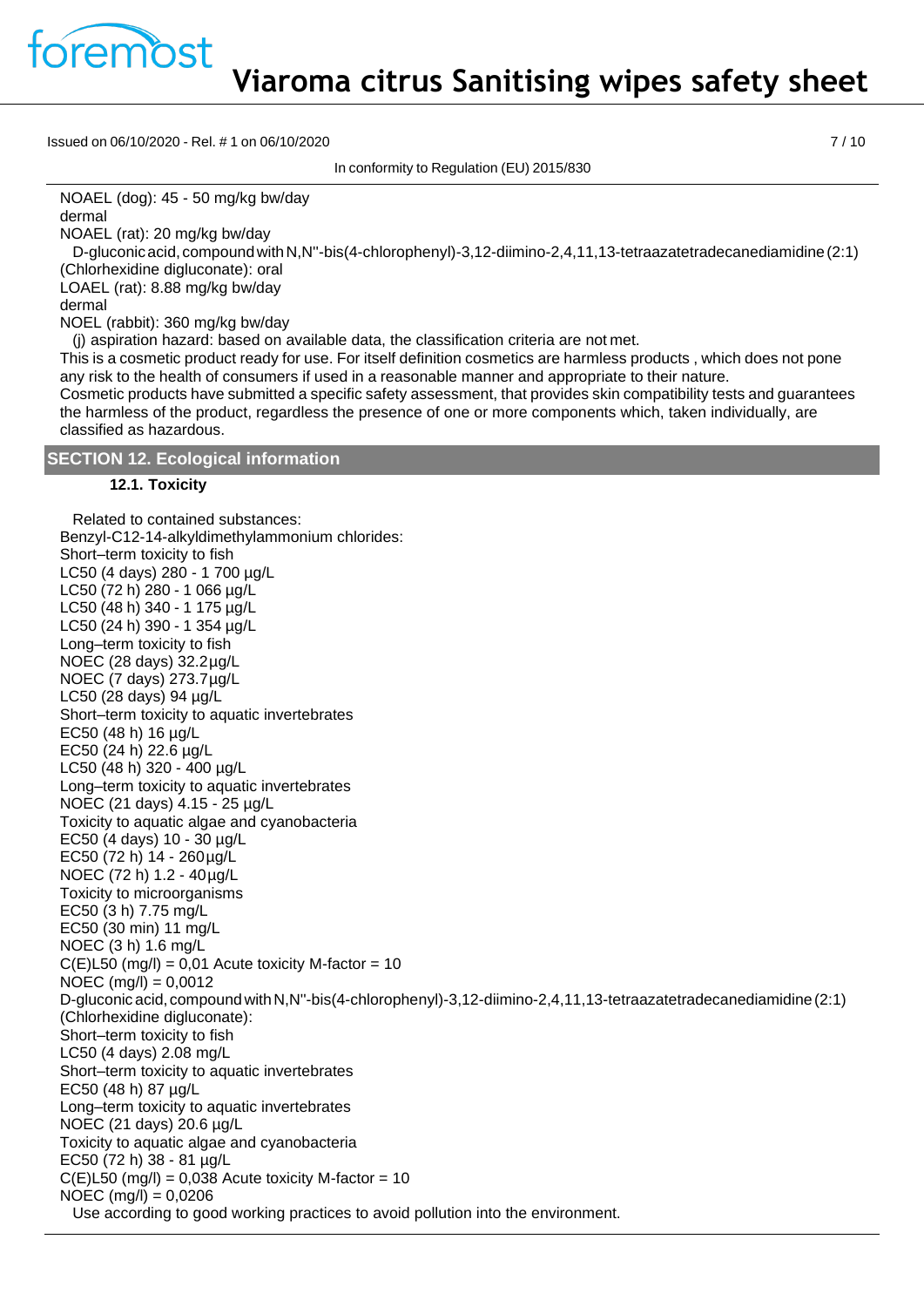NOAEL (dog): 45 - 50 mg/kg bw/day
dermal
NOAEL (rat): 20 mg/kg bw/day

D-gluconic acid, compound with N,N''-bis(4-chlorophenyl)-3,12-diimino-2,4,11,13-tetraazatetradecanediamidine (2:1) (Chlorhexidine digluconate): oral
LOAEL (rat): 8.88 mg/kg bw/day
dermal
NOEL (rabbit): 360 mg/kg bw/day

(j) aspiration hazard: based on available data, the classification criteria are not met.

This is a cosmetic product ready for use. For itself definition cosmetics are harmless products , which does not pone any risk to the health of consumers if used in a reasonable manner and appropriate to their nature.
Cosmetic products have submitted a specific safety assessment, that provides skin compatibility tests and guarantees the harmless of the product, regardless the presence of one or more components which, taken individually, are classified as hazardous.

## SECTION 12. Ecological information

### 12.1. Toxicity

Related to contained substances:
Benzyl-C12-14-alkyldimethylammonium chlorides:
Short–term toxicity to fish
LC50 (4 days) 280 - 1 700 µg/L
LC50 (72 h) 280 - 1 066 µg/L
LC50 (48 h) 340 - 1 175 µg/L
LC50 (24 h) 390 - 1 354 µg/L
Long–term toxicity to fish
NOEC (28 days) 32.2µg/L
NOEC (7 days) 273.7µg/L
LC50 (28 days) 94 µg/L
Short–term toxicity to aquatic invertebrates
EC50 (48 h) 16 µg/L
EC50 (24 h) 22.6 µg/L
LC50 (48 h) 320 - 400 µg/L
Long–term toxicity to aquatic invertebrates
NOEC (21 days) 4.15 - 25 µg/L
Toxicity to aquatic algae and cyanobacteria
EC50 (4 days) 10 - 30 µg/L
EC50 (72 h) 14 - 260µg/L
NOEC (72 h) 1.2 - 40µg/L
Toxicity to microorganisms
EC50 (3 h) 7.75 mg/L
EC50 (30 min) 11 mg/L
NOEC (3 h) 1.6 mg/L
C(E)L50 (mg/l) = 0,01 Acute toxicity M-factor = 10
NOEC (mg/l) = 0,0012
D-gluconic acid, compound with N,N''-bis(4-chlorophenyl)-3,12-diimino-2,4,11,13-tetraazatetradecanediamidine (2:1) (Chlorhexidine digluconate):
Short–term toxicity to fish
LC50 (4 days) 2.08 mg/L
Short–term toxicity to aquatic invertebrates
EC50 (48 h) 87 µg/L
Long–term toxicity to aquatic invertebrates
NOEC (21 days) 20.6 µg/L
Toxicity to aquatic algae and cyanobacteria
EC50 (72 h) 38 - 81 µg/L
C(E)L50 (mg/l) = 0,038 Acute toxicity M-factor = 10
NOEC (mg/l) = 0,0206

Use according to good working practices to avoid pollution into the environment.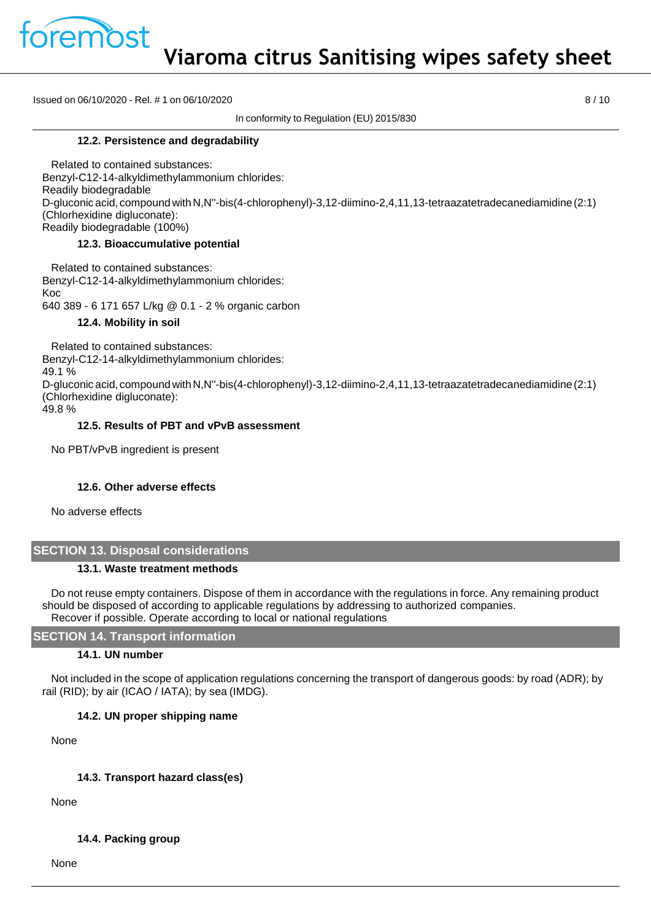### 12.2. Persistence and degradability

Related to contained substances:
Benzyl-C12-14-alkyldimethylammonium chlorides:
Readily biodegradable
D-gluconic acid, compound with N,N''-bis(4-chlorophenyl)-3,12-diimino-2,4,11,13-tetraazatetradecanediamidine (2:1) (Chlorhexidine digluconate):
Readily biodegradable (100%)

### 12.3. Bioaccumulative potential

Related to contained substances:
Benzyl-C12-14-alkyldimethylammonium chlorides:
Koc
640 389 - 6 171 657 L/kg @ 0.1 - 2 % organic carbon

### 12.4. Mobility in soil

Related to contained substances:
Benzyl-C12-14-alkyldimethylammonium chlorides:
49.1 %
D-gluconic acid, compound with N,N''-bis(4-chlorophenyl)-3,12-diimino-2,4,11,13-tetraazatetradecanediamidine (2:1) (Chlorhexidine digluconate):
49.8 %

### 12.5. Results of PBT and vPvB assessment

No PBT/vPvB ingredient is present

### 12.6. Other adverse effects

No adverse effects

## SECTION 13. Disposal considerations

### 13.1. Waste treatment methods

Do not reuse empty containers. Dispose of them in accordance with the regulations in force. Any remaining product should be disposed of according to applicable regulations by addressing to authorized companies.
Recover if possible. Operate according to local or national regulations

## SECTION 14. Transport information

### 14.1. UN number

Not included in the scope of application regulations concerning the transport of dangerous goods: by road (ADR); by rail (RID); by air (ICAO / IATA); by sea (IMDG).

### 14.2. UN proper shipping name

None

### 14.3. Transport hazard class(es)

None

### 14.4. Packing group

None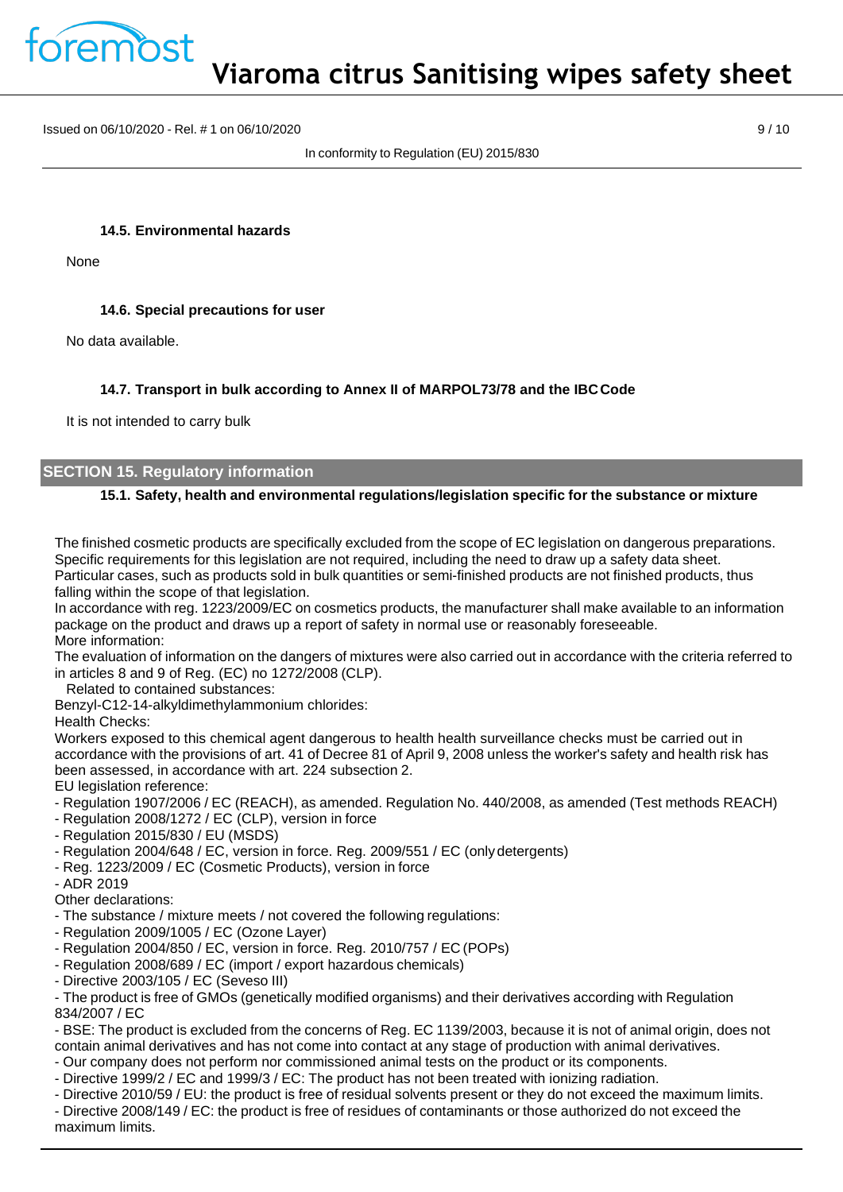#### 14.5. Environmental hazards

None

#### 14.6. Special precautions for user

No data available.

#### 14.7. Transport in bulk according to Annex II of MARPOL73/78 and the IBC Code

It is not intended to carry bulk

## SECTION 15. Regulatory information

#### 15.1. Safety, health and environmental regulations/legislation specific for the substance or mixture

The finished cosmetic products are specifically excluded from the scope of EC legislation on dangerous preparations. Specific requirements for this legislation are not required, including the need to draw up a safety data sheet. Particular cases, such as products sold in bulk quantities or semi-finished products are not finished products, thus falling within the scope of that legislation.
In accordance with reg. 1223/2009/EC on cosmetics products, the manufacturer shall make available to an information package on the product and draws up a report of safety in normal use or reasonably foreseeable.
More information:
The evaluation of information on the dangers of mixtures were also carried out in accordance with the criteria referred to in articles 8 and 9 of Reg. (EC) no 1272/2008 (CLP).
Related to contained substances:
Benzyl-C12-14-alkyldimethylammonium chlorides:
Health Checks:
Workers exposed to this chemical agent dangerous to health health surveillance checks must be carried out in accordance with the provisions of art. 41 of Decree 81 of April 9, 2008 unless the worker's safety and health risk has been assessed, in accordance with art. 224 subsection 2.
EU legislation reference:

- Regulation 1907/2006 / EC (REACH), as amended. Regulation No. 440/2008, as amended (Test methods REACH)
- Regulation 2008/1272 / EC (CLP), version in force
- Regulation 2015/830 / EU (MSDS)
- Regulation 2004/648 / EC, version in force. Reg. 2009/551 / EC (only detergents)
- Reg. 1223/2009 / EC (Cosmetic Products), version in force
- ADR 2019

Other declarations:

- The substance / mixture meets / not covered the following regulations:
- Regulation 2009/1005 / EC (Ozone Layer)
- Regulation 2004/850 / EC, version in force. Reg. 2010/757 / EC (POPs)
- Regulation 2008/689 / EC (import / export hazardous chemicals)
- Directive 2003/105 / EC (Seveso III)
- The product is free of GMOs (genetically modified organisms) and their derivatives according with Regulation 834/2007 / EC
- BSE: The product is excluded from the concerns of Reg. EC 1139/2003, because it is not of animal origin, does not contain animal derivatives and has not come into contact at any stage of production with animal derivatives.
- Our company does not perform nor commissioned animal tests on the product or its components.
- Directive 1999/2 / EC and 1999/3 / EC: The product has not been treated with ionizing radiation.
- Directive 2010/59 / EU: the product is free of residual solvents present or they do not exceed the maximum limits.
- Directive 2008/149 / EC: the product is free of residues of contaminants or those authorized do not exceed the maximum limits.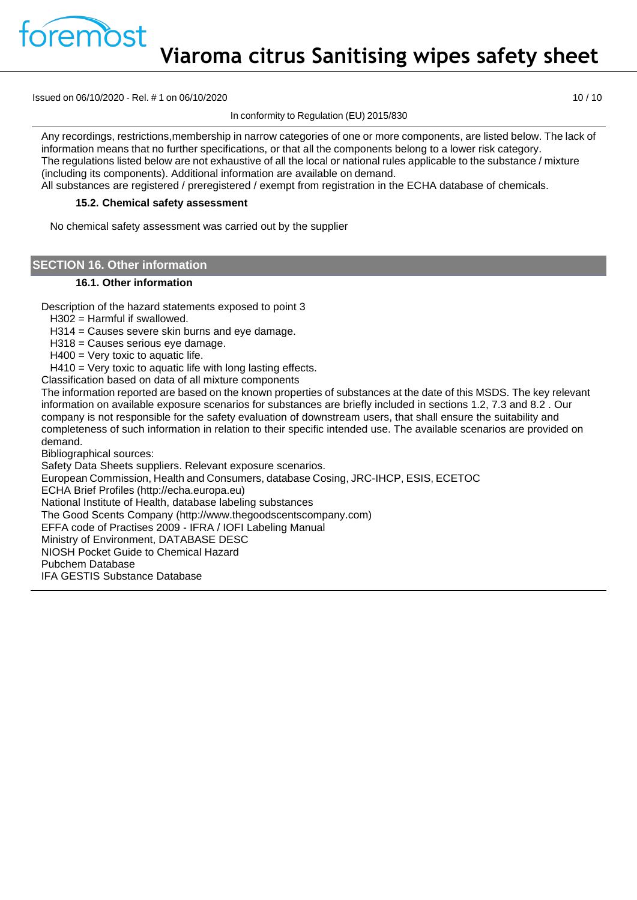Any recordings, restrictions,membership in narrow categories of one or more components, are listed below. The lack of information means that no further specifications, or that all the components belong to a lower risk category.
The regulations listed below are not exhaustive of all the local or national rules applicable to the substance / mixture (including its components). Additional information are available on demand.
All substances are registered / preregistered / exempt from registration in the ECHA database of chemicals.

### 15.2. Chemical safety assessment

No chemical safety assessment was carried out by the supplier

## SECTION 16. Other information

### 16.1. Other information

Description of the hazard statements exposed to point 3

- H302 = Harmful if swallowed.
- H314 = Causes severe skin burns and eye damage.
- H318 = Causes serious eye damage.
- H400 = Very toxic to aquatic life.
- H410 = Very toxic to aquatic life with long lasting effects.

Classification based on data of all mixture components
The information reported are based on the known properties of substances at the date of this MSDS. The key relevant information on available exposure scenarios for substances are briefly included in sections 1.2, 7.3 and 8.2 . Our company is not responsible for the safety evaluation of downstream users, that shall ensure the suitability and completeness of such information in relation to their specific intended use. The available scenarios are provided on demand.
Bibliographical sources:
Safety Data Sheets suppliers. Relevant exposure scenarios.
European Commission, Health and Consumers, database Cosing, JRC-IHCP, ESIS, ECETOC
ECHA Brief Profiles (http://echa.europa.eu)
National Institute of Health, database labeling substances
The Good Scents Company (http://www.thegoodscentscompany.com)
EFFA code of Practises 2009 - IFRA / IOFI Labeling Manual
Ministry of Environment, DATABASE DESC
NIOSH Pocket Guide to Chemical Hazard
Pubchem Database
IFA GESTIS Substance Database